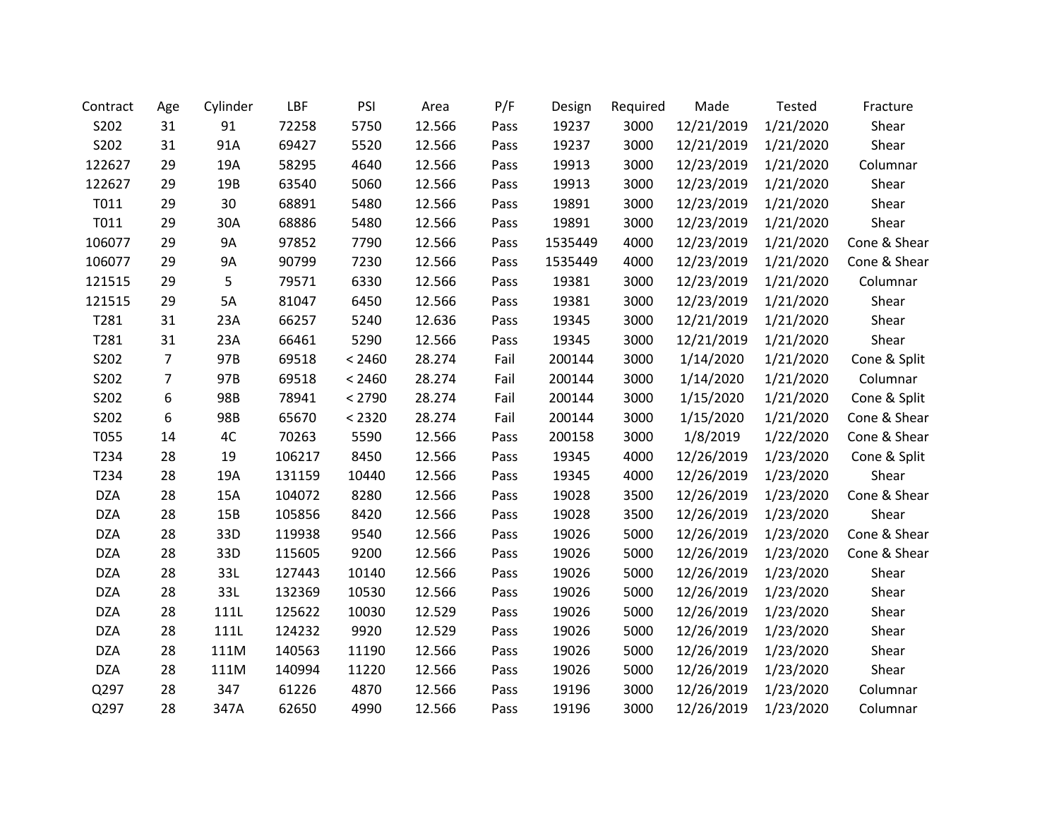| Contract | Age | Cylinder | LBF | PSI | Area | P/F | Design | Required | Made | Tested | Fracture |
|---|---|---|---|---|---|---|---|---|---|---|---|
| S202 | 31 | 91 | 72258 | 5750 | 12.566 | Pass | 19237 | 3000 | 12/21/2019 | 1/21/2020 | Shear |
| S202 | 31 | 91A | 69427 | 5520 | 12.566 | Pass | 19237 | 3000 | 12/21/2019 | 1/21/2020 | Shear |
| 122627 | 29 | 19A | 58295 | 4640 | 12.566 | Pass | 19913 | 3000 | 12/23/2019 | 1/21/2020 | Columnar |
| 122627 | 29 | 19B | 63540 | 5060 | 12.566 | Pass | 19913 | 3000 | 12/23/2019 | 1/21/2020 | Shear |
| T011 | 29 | 30 | 68891 | 5480 | 12.566 | Pass | 19891 | 3000 | 12/23/2019 | 1/21/2020 | Shear |
| T011 | 29 | 30A | 68886 | 5480 | 12.566 | Pass | 19891 | 3000 | 12/23/2019 | 1/21/2020 | Shear |
| 106077 | 29 | 9A | 97852 | 7790 | 12.566 | Pass | 1535449 | 4000 | 12/23/2019 | 1/21/2020 | Cone & Shear |
| 106077 | 29 | 9A | 90799 | 7230 | 12.566 | Pass | 1535449 | 4000 | 12/23/2019 | 1/21/2020 | Cone & Shear |
| 121515 | 29 | 5 | 79571 | 6330 | 12.566 | Pass | 19381 | 3000 | 12/23/2019 | 1/21/2020 | Columnar |
| 121515 | 29 | 5A | 81047 | 6450 | 12.566 | Pass | 19381 | 3000 | 12/23/2019 | 1/21/2020 | Shear |
| T281 | 31 | 23A | 66257 | 5240 | 12.636 | Pass | 19345 | 3000 | 12/21/2019 | 1/21/2020 | Shear |
| T281 | 31 | 23A | 66461 | 5290 | 12.566 | Pass | 19345 | 3000 | 12/21/2019 | 1/21/2020 | Shear |
| S202 | 7 | 97B | 69518 | < 2460 | 28.274 | Fail | 200144 | 3000 | 1/14/2020 | 1/21/2020 | Cone & Split |
| S202 | 7 | 97B | 69518 | < 2460 | 28.274 | Fail | 200144 | 3000 | 1/14/2020 | 1/21/2020 | Columnar |
| S202 | 6 | 98B | 78941 | < 2790 | 28.274 | Fail | 200144 | 3000 | 1/15/2020 | 1/21/2020 | Cone & Split |
| S202 | 6 | 98B | 65670 | < 2320 | 28.274 | Fail | 200144 | 3000 | 1/15/2020 | 1/21/2020 | Cone & Shear |
| T055 | 14 | 4C | 70263 | 5590 | 12.566 | Pass | 200158 | 3000 | 1/8/2019 | 1/22/2020 | Cone & Shear |
| T234 | 28 | 19 | 106217 | 8450 | 12.566 | Pass | 19345 | 4000 | 12/26/2019 | 1/23/2020 | Cone & Split |
| T234 | 28 | 19A | 131159 | 10440 | 12.566 | Pass | 19345 | 4000 | 12/26/2019 | 1/23/2020 | Shear |
| DZA | 28 | 15A | 104072 | 8280 | 12.566 | Pass | 19028 | 3500 | 12/26/2019 | 1/23/2020 | Cone & Shear |
| DZA | 28 | 15B | 105856 | 8420 | 12.566 | Pass | 19028 | 3500 | 12/26/2019 | 1/23/2020 | Shear |
| DZA | 28 | 33D | 119938 | 9540 | 12.566 | Pass | 19026 | 5000 | 12/26/2019 | 1/23/2020 | Cone & Shear |
| DZA | 28 | 33D | 115605 | 9200 | 12.566 | Pass | 19026 | 5000 | 12/26/2019 | 1/23/2020 | Cone & Shear |
| DZA | 28 | 33L | 127443 | 10140 | 12.566 | Pass | 19026 | 5000 | 12/26/2019 | 1/23/2020 | Shear |
| DZA | 28 | 33L | 132369 | 10530 | 12.566 | Pass | 19026 | 5000 | 12/26/2019 | 1/23/2020 | Shear |
| DZA | 28 | 111L | 125622 | 10030 | 12.529 | Pass | 19026 | 5000 | 12/26/2019 | 1/23/2020 | Shear |
| DZA | 28 | 111L | 124232 | 9920 | 12.529 | Pass | 19026 | 5000 | 12/26/2019 | 1/23/2020 | Shear |
| DZA | 28 | 111M | 140563 | 11190 | 12.566 | Pass | 19026 | 5000 | 12/26/2019 | 1/23/2020 | Shear |
| DZA | 28 | 111M | 140994 | 11220 | 12.566 | Pass | 19026 | 5000 | 12/26/2019 | 1/23/2020 | Shear |
| Q297 | 28 | 347 | 61226 | 4870 | 12.566 | Pass | 19196 | 3000 | 12/26/2019 | 1/23/2020 | Columnar |
| Q297 | 28 | 347A | 62650 | 4990 | 12.566 | Pass | 19196 | 3000 | 12/26/2019 | 1/23/2020 | Columnar |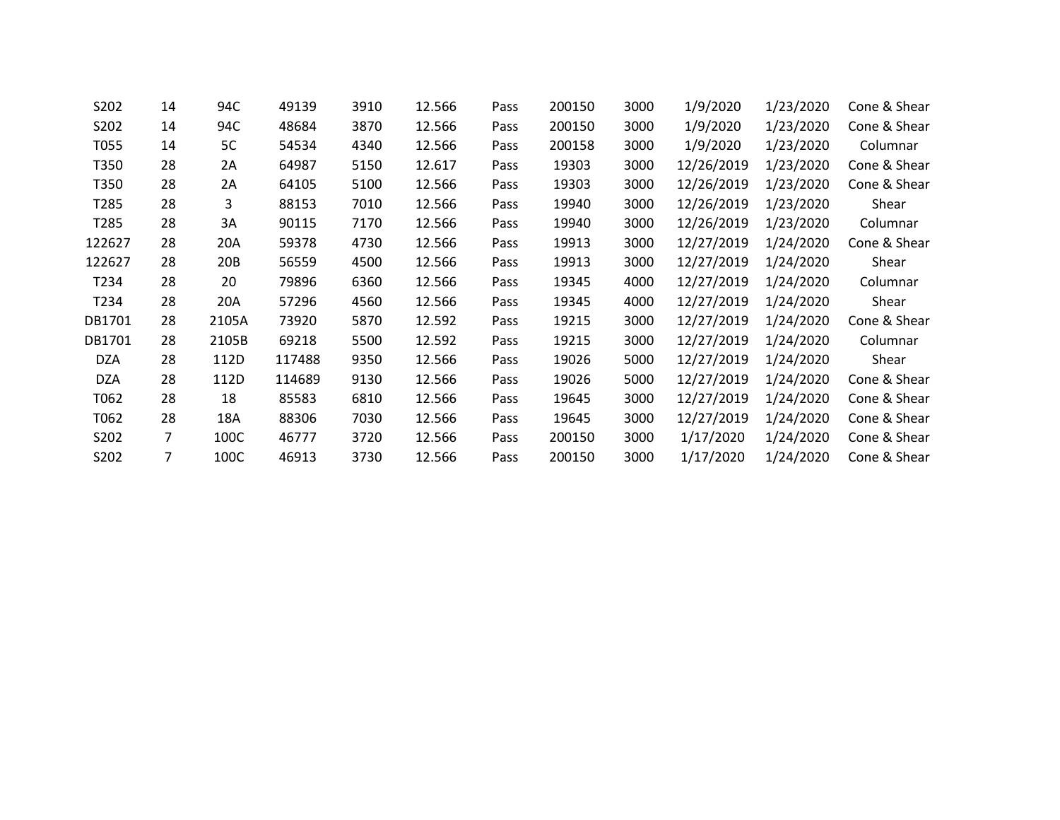| | | | | | | | | | | | |
|---|---|---|---|---|---|---|---|---|---|---|---|
| S202 | 14 | 94C | 49139 | 3910 | 12.566 | Pass | 200150 | 3000 | 1/9/2020 | 1/23/2020 | Cone & Shear |
| S202 | 14 | 94C | 48684 | 3870 | 12.566 | Pass | 200150 | 3000 | 1/9/2020 | 1/23/2020 | Cone & Shear |
| T055 | 14 | 5C | 54534 | 4340 | 12.566 | Pass | 200158 | 3000 | 1/9/2020 | 1/23/2020 | Columnar |
| T350 | 28 | 2A | 64987 | 5150 | 12.617 | Pass | 19303 | 3000 | 12/26/2019 | 1/23/2020 | Cone & Shear |
| T350 | 28 | 2A | 64105 | 5100 | 12.566 | Pass | 19303 | 3000 | 12/26/2019 | 1/23/2020 | Cone & Shear |
| T285 | 28 | 3 | 88153 | 7010 | 12.566 | Pass | 19940 | 3000 | 12/26/2019 | 1/23/2020 | Shear |
| T285 | 28 | 3A | 90115 | 7170 | 12.566 | Pass | 19940 | 3000 | 12/26/2019 | 1/23/2020 | Columnar |
| 122627 | 28 | 20A | 59378 | 4730 | 12.566 | Pass | 19913 | 3000 | 12/27/2019 | 1/24/2020 | Cone & Shear |
| 122627 | 28 | 20B | 56559 | 4500 | 12.566 | Pass | 19913 | 3000 | 12/27/2019 | 1/24/2020 | Shear |
| T234 | 28 | 20 | 79896 | 6360 | 12.566 | Pass | 19345 | 4000 | 12/27/2019 | 1/24/2020 | Columnar |
| T234 | 28 | 20A | 57296 | 4560 | 12.566 | Pass | 19345 | 4000 | 12/27/2019 | 1/24/2020 | Shear |
| DB1701 | 28 | 2105A | 73920 | 5870 | 12.592 | Pass | 19215 | 3000 | 12/27/2019 | 1/24/2020 | Cone & Shear |
| DB1701 | 28 | 2105B | 69218 | 5500 | 12.592 | Pass | 19215 | 3000 | 12/27/2019 | 1/24/2020 | Columnar |
| DZA | 28 | 112D | 117488 | 9350 | 12.566 | Pass | 19026 | 5000 | 12/27/2019 | 1/24/2020 | Shear |
| DZA | 28 | 112D | 114689 | 9130 | 12.566 | Pass | 19026 | 5000 | 12/27/2019 | 1/24/2020 | Cone & Shear |
| T062 | 28 | 18 | 85583 | 6810 | 12.566 | Pass | 19645 | 3000 | 12/27/2019 | 1/24/2020 | Cone & Shear |
| T062 | 28 | 18A | 88306 | 7030 | 12.566 | Pass | 19645 | 3000 | 12/27/2019 | 1/24/2020 | Cone & Shear |
| S202 | 7 | 100C | 46777 | 3720 | 12.566 | Pass | 200150 | 3000 | 1/17/2020 | 1/24/2020 | Cone & Shear |
| S202 | 7 | 100C | 46913 | 3730 | 12.566 | Pass | 200150 | 3000 | 1/17/2020 | 1/24/2020 | Cone & Shear |